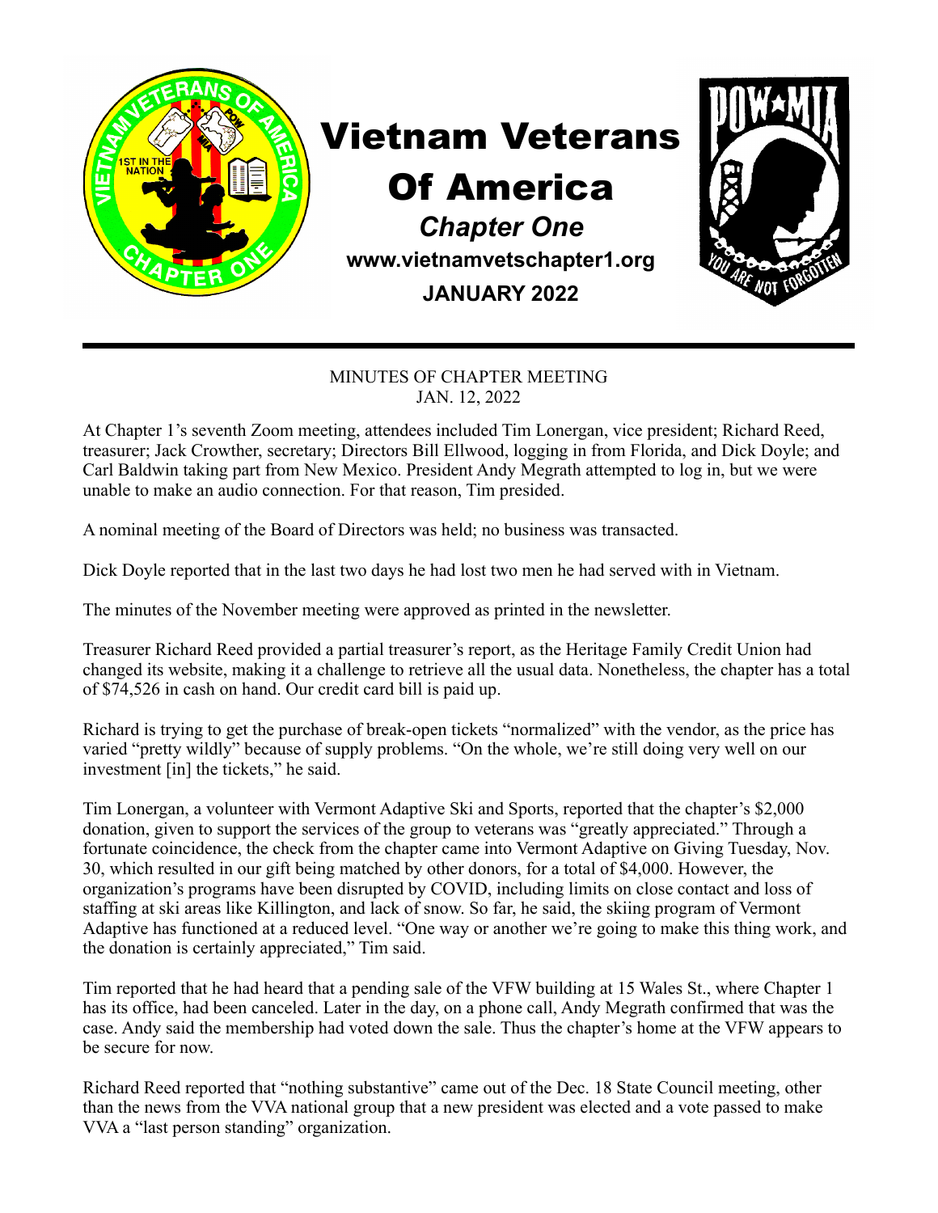# Vietnam Veterans Of America

***Chapter One***

**www.vietnamvetschapter1.org**

**JANUARY 2022**

MINUTES OF CHAPTER MEETING
JAN. 12, 2022

At Chapter 1's seventh Zoom meeting, attendees included Tim Lonergan, vice president; Richard Reed, treasurer; Jack Crowther, secretary; Directors Bill Ellwood, logging in from Florida, and Dick Doyle; and Carl Baldwin taking part from New Mexico. President Andy Megrath attempted to log in, but we were unable to make an audio connection. For that reason, Tim presided.

A nominal meeting of the Board of Directors was held; no business was transacted.

Dick Doyle reported that in the last two days he had lost two men he had served with in Vietnam.

The minutes of the November meeting were approved as printed in the newsletter.

Treasurer Richard Reed provided a partial treasurer's report, as the Heritage Family Credit Union had changed its website, making it a challenge to retrieve all the usual data. Nonetheless, the chapter has a total of $74,526 in cash on hand. Our credit card bill is paid up.

Richard is trying to get the purchase of break-open tickets "normalized" with the vendor, as the price has varied "pretty wildly" because of supply problems. "On the whole, we're still doing very well on our investment [in] the tickets," he said.

Tim Lonergan, a volunteer with Vermont Adaptive Ski and Sports, reported that the chapter's $2,000 donation, given to support the services of the group to veterans was "greatly appreciated." Through a fortunate coincidence, the check from the chapter came into Vermont Adaptive on Giving Tuesday, Nov. 30, which resulted in our gift being matched by other donors, for a total of $4,000. However, the organization's programs have been disrupted by COVID, including limits on close contact and loss of staffing at ski areas like Killington, and lack of snow. So far, he said, the skiing program of Vermont Adaptive has functioned at a reduced level. "One way or another we're going to make this thing work, and the donation is certainly appreciated," Tim said.

Tim reported that he had heard that a pending sale of the VFW building at 15 Wales St., where Chapter 1 has its office, had been canceled. Later in the day, on a phone call, Andy Megrath confirmed that was the case. Andy said the membership had voted down the sale. Thus the chapter's home at the VFW appears to be secure for now.

Richard Reed reported that "nothing substantive" came out of the Dec. 18 State Council meeting, other than the news from the VVA national group that a new president was elected and a vote passed to make VVA a "last person standing" organization.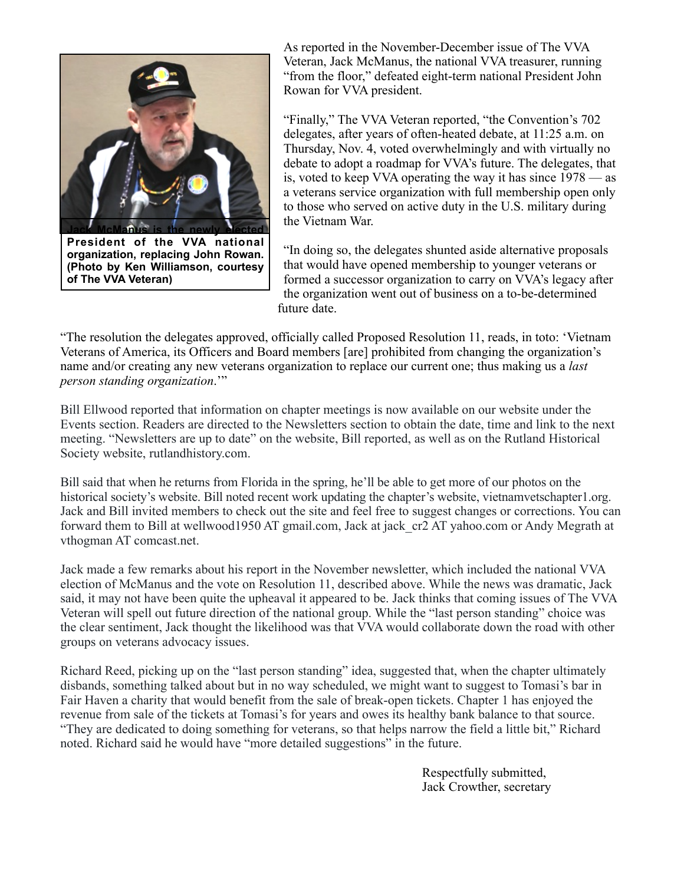Jack McManus is the newly elected President of the VVA national organization, replacing John Rowan. (Photo by Ken Williamson, courtesy of The VVA Veteran)

As reported in the November-December issue of The VVA Veteran, Jack McManus, the national VVA treasurer, running "from the floor," defeated eight-term national President John Rowan for VVA president.

"Finally," The VVA Veteran reported, "the Convention's 702 delegates, after years of often-heated debate, at 11:25 a.m. on Thursday, Nov. 4, voted overwhelmingly and with virtually no debate to adopt a roadmap for VVA's future. The delegates, that is, voted to keep VVA operating the way it has since 1978 — as a veterans service organization with full membership open only to those who served on active duty in the U.S. military during the Vietnam War.

"In doing so, the delegates shunted aside alternative proposals that would have opened membership to younger veterans or formed a successor organization to carry on VVA's legacy after the organization went out of business on a to-be-determined future date.

"The resolution the delegates approved, officially called Proposed Resolution 11, reads, in toto: 'Vietnam Veterans of America, its Officers and Board members [are] prohibited from changing the organization's name and/or creating any new veterans organization to replace our current one; thus making us a *last person standing organization*.'"

Bill Ellwood reported that information on chapter meetings is now available on our website under the Events section. Readers are directed to the Newsletters section to obtain the date, time and link to the next meeting. "Newsletters are up to date" on the website, Bill reported, as well as on the Rutland Historical Society website, rutlandhistory.com.

Bill said that when he returns from Florida in the spring, he'll be able to get more of our photos on the historical society's website. Bill noted recent work updating the chapter's website, vietnamvetschapter1.org. Jack and Bill invited members to check out the site and feel free to suggest changes or corrections. You can forward them to Bill at wellwood1950 AT gmail.com, Jack at jack_cr2 AT yahoo.com or Andy Megrath at vthogman AT comcast.net.

Jack made a few remarks about his report in the November newsletter, which included the national VVA election of McManus and the vote on Resolution 11, described above. While the news was dramatic, Jack said, it may not have been quite the upheaval it appeared to be. Jack thinks that coming issues of The VVA Veteran will spell out future direction of the national group. While the "last person standing" choice was the clear sentiment, Jack thought the likelihood was that VVA would collaborate down the road with other groups on veterans advocacy issues.

Richard Reed, picking up on the "last person standing" idea, suggested that, when the chapter ultimately disbands, something talked about but in no way scheduled, we might want to suggest to Tomasi's bar in Fair Haven a charity that would benefit from the sale of break-open tickets. Chapter 1 has enjoyed the revenue from sale of the tickets at Tomasi's for years and owes its healthy bank balance to that source. "They are dedicated to doing something for veterans, so that helps narrow the field a little bit," Richard noted. Richard said he would have "more detailed suggestions" in the future.

Respectfully submitted,
Jack Crowther, secretary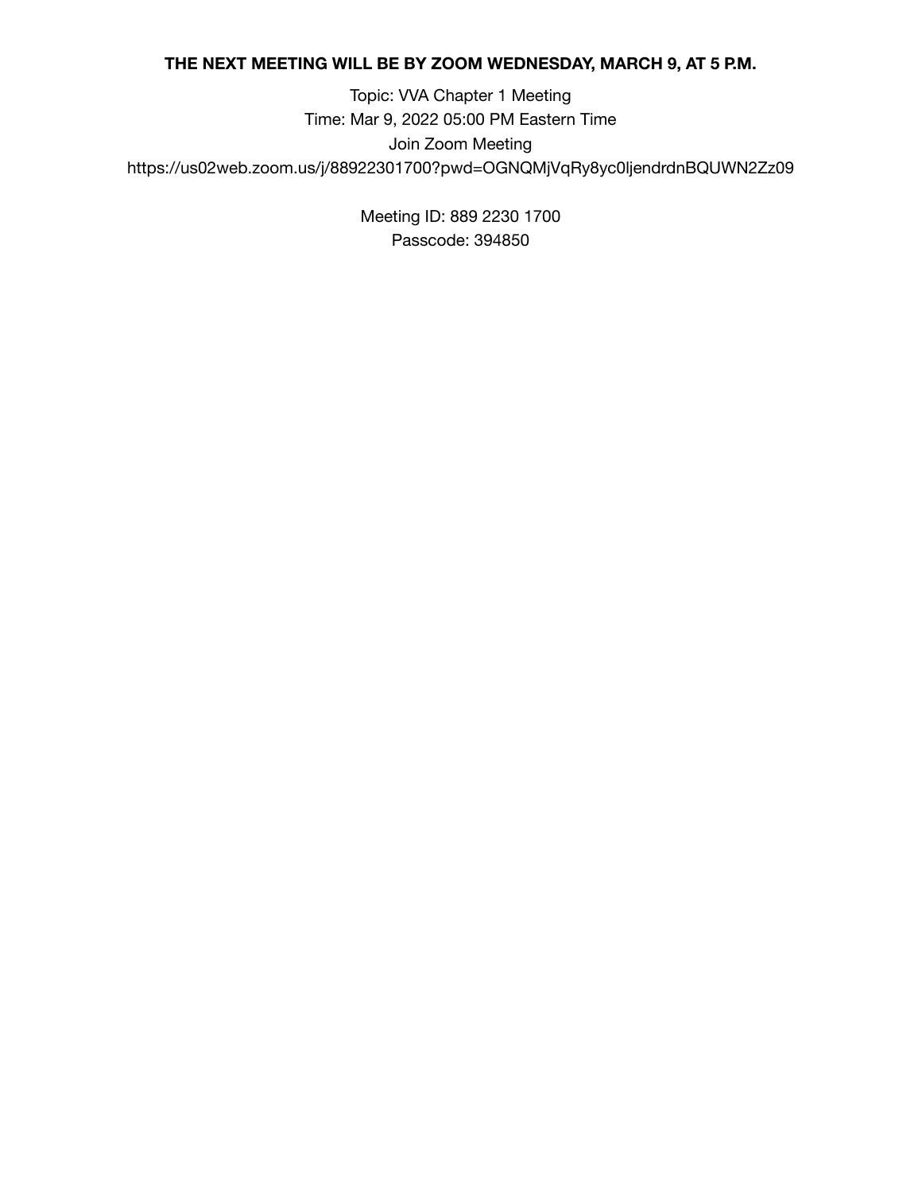**THE NEXT MEETING WILL BE BY ZOOM WEDNESDAY, MARCH 9, AT 5 P.M.**

Topic: VVA Chapter 1 Meeting
Time: Mar 9, 2022 05:00 PM Eastern Time
Join Zoom Meeting
https://us02web.zoom.us/j/88922301700?pwd=OGNQMjVqRy8yc0ljendrdnBQUWN2Zz09

Meeting ID: 889 2230 1700
Passcode: 394850